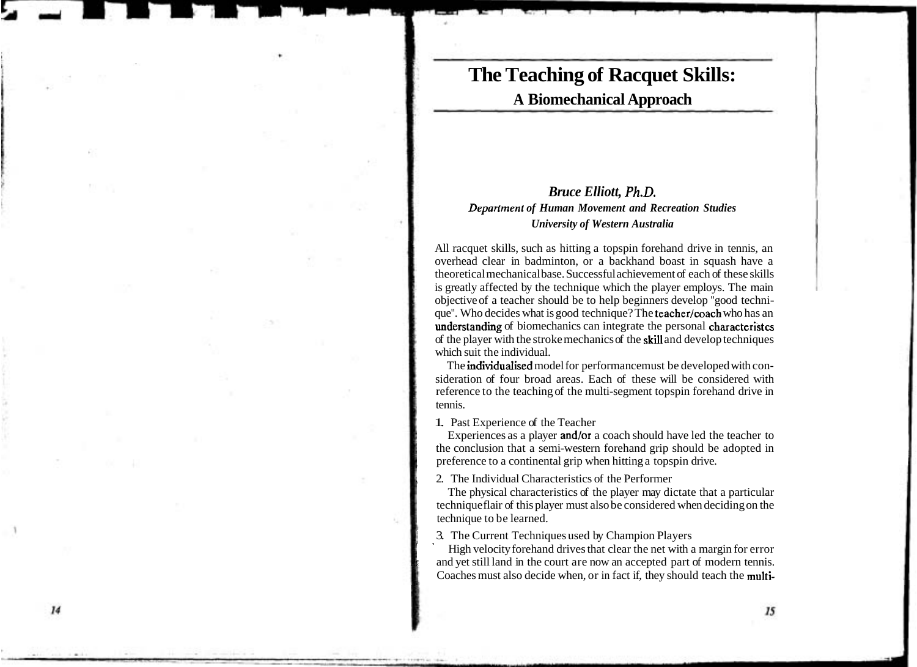# The Teaching of Racquet Skills:

## A Biomechanical Approach

***Bruce Elliott, Ph.D.***

***Department of Human Movement and Recreation Studies***

***University of Western Australia***

All racquet skills, such as hitting a topspin forehand drive in tennis, an overhead clear in badminton, or a backhand boast in squash have a theoretical mechanical base. Successful achievement of each of these skills is greatly affected by the technique which the player employs. The main objective of a teacher should be to help beginners develop "good technique". Who decides what is good technique? The teacher/coach who has an understanding of biomechanics can integrate the personal characteristcs of the player with the stroke mechanics of the skill and develop techniques which suit the individual.

The individualised model for performancemust be developed with consideration of four broad areas. Each of these will be considered with reference to the teaching of the multi-segment topspin forehand drive in tennis.

1. Past Experience of the Teacher

Experiences as a player and/or a coach should have led the teacher to the conclusion that a semi-western forehand grip should be adopted in preference to a continental grip when hitting a topspin drive.

2. The Individual Characteristics of the Performer

The physical characteristics of the player may dictate that a particular technique flair of this player must also be considered when deciding on the technique to be learned.

3. The Current Techniques used by Champion Players

High velocity forehand drives that clear the net with a margin for error and yet still land in the court are now an accepted part of modern tennis. Coaches must also decide when, or in fact if, they should teach the multi-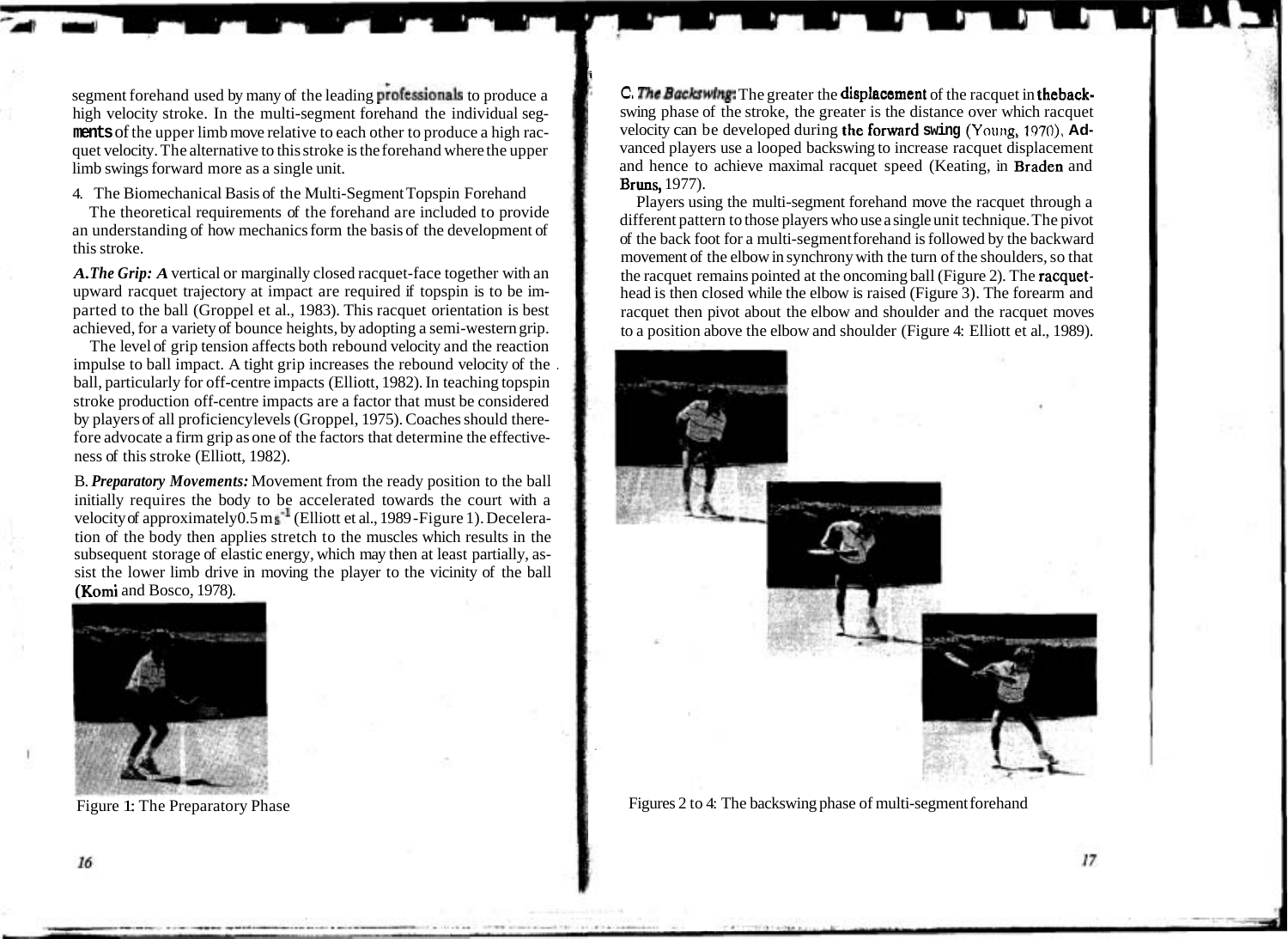segment forehand used by many of the leading professionals to produce a high velocity stroke. In the multi-segment forehand the individual segments of the upper limb move relative to each other to produce a high racquet velocity. The alternative to this stroke is the forehand where the upper limb swings forward more as a single unit.

4. The Biomechanical Basis of the Multi-Segment Topspin Forehand

The theoretical requirements of the forehand are included to provide an understanding of how mechanics form the basis of the development of this stroke.

***A. The Grip:*** A vertical or marginally closed racquet-face together with an upward racquet trajectory at impact are required if topspin is to be imparted to the ball (Groppel et al., 1983). This racquet orientation is best achieved, for a variety of bounce heights, by adopting a semi-western grip.

The level of grip tension affects both rebound velocity and the reaction impulse to ball impact. A tight grip increases the rebound velocity of the ball, particularly for off-centre impacts (Elliott, 1982). In teaching topspin stroke production off-centre impacts are a factor that must be considered by players of all proficiency levels (Groppel, 1975). Coaches should therefore advocate a firm grip as one of the factors that determine the effectiveness of this stroke (Elliott, 1982).

B. ***Preparatory Movements:*** Movement from the ready position to the ball initially requires the body to be accelerated towards the court with a velocity of approximately 0.5 $m\,s^{-1}$ (Elliott et al., 1989 - Figure 1). Deceleration of the body then applies stretch to the muscles which results in the subsequent storage of elastic energy, which may then at least partially, assist the lower limb drive in moving the player to the vicinity of the ball (Komi and Bosco, 1978).

Figure 1: The Preparatory Phase

***C. The Backswing:*** The greater the displacement of the racquet in the backswing phase of the stroke, the greater is the distance over which racquet velocity can be developed during the forward swing (Young, 1970). Advanced players use a looped backswing to increase racquet displacement and hence to achieve maximal racquet speed (Keating, in Braden and Bruns, 1977).

Players using the multi-segment forehand move the racquet through a different pattern to those players who use a single unit technique. The pivot of the back foot for a multi-segment forehand is followed by the backward movement of the elbow in synchrony with the turn of the shoulders, so that the racquet remains pointed at the oncoming ball (Figure 2). The racquet-head is then closed while the elbow is raised (Figure 3). The forearm and racquet then pivot about the elbow and shoulder and the racquet moves to a position above the elbow and shoulder (Figure 4: Elliott et al., 1989).

Figures 2 to 4: The backswing phase of multi-segment forehand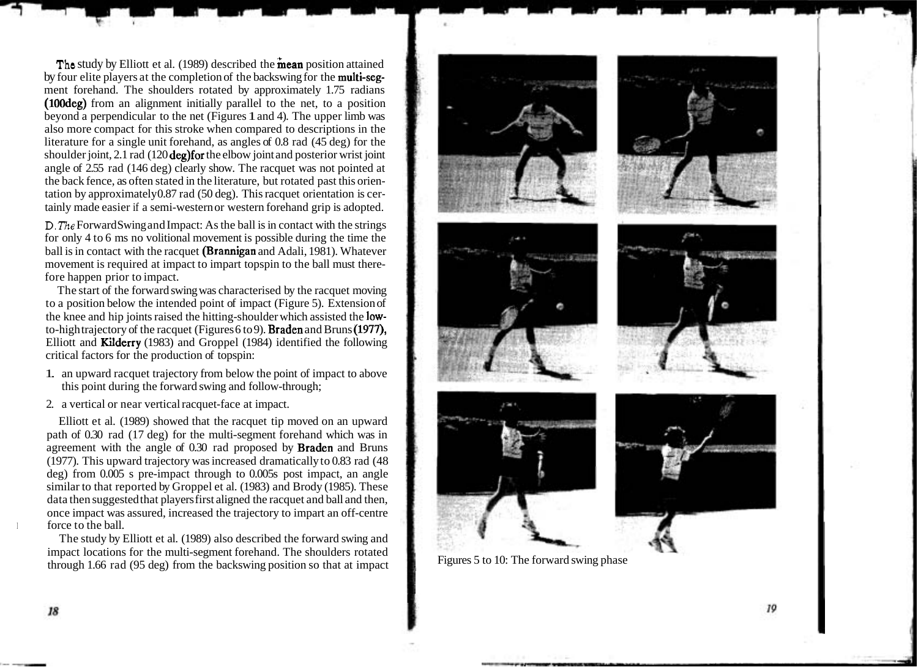The study by Elliott et al. (1989) described the mean position attained by four elite players at the completion of the backswing for the multi-segment forehand. The shoulders rotated by approximately 1.75 radians (100deg) from an alignment initially parallel to the net, to a position beyond a perpendicular to the net (Figures 1 and 4). The upper limb was also more compact for this stroke when compared to descriptions in the literature for a single unit forehand, as angles of 0.8 rad (45 deg) for the shoulder joint, 2.1 rad (120 deg) for the elbow joint and posterior wrist joint angle of 2.55 rad (146 deg) clearly show. The racquet was not pointed at the back fence, as often stated in the literature, but rotated past this orientation by approximately 0.87 rad (50 deg). This racquet orientation is certainly made easier if a semi-western or western forehand grip is adopted.

D. *The* Forward Swing and Impact: As the ball is in contact with the strings for only 4 to 6 ms no volitional movement is possible during the time the ball is in contact with the racquet (Brannigan and Adali, 1981). Whatever movement is required at impact to impart topspin to the ball must therefore happen prior to impact.

The start of the forward swing was characterised by the racquet moving to a position below the intended point of impact (Figure 5). Extension of the knee and hip joints raised the hitting-shoulder which assisted the low-to-high trajectory of the racquet (Figures 6 to 9). Braden and Bruns (1977), Elliott and Kilderry (1983) and Groppel (1984) identified the following critical factors for the production of topspin:

1. an upward racquet trajectory from below the point of impact to above this point during the forward swing and follow-through;
2. a vertical or near vertical racquet-face at impact.

Elliott et al. (1989) showed that the racquet tip moved on an upward path of 0.30 rad (17 deg) for the multi-segment forehand which was in agreement with the angle of 0.30 rad proposed by Braden and Bruns (1977). This upward trajectory was increased dramatically to 0.83 rad (48 deg) from 0.005 s pre-impact through to 0.005s post impact, an angle similar to that reported by Groppel et al. (1983) and Brody (1985). These data then suggested that players first aligned the racquet and ball and then, once impact was assured, increased the trajectory to impart an off-centre force to the ball.

The study by Elliott et al. (1989) also described the forward swing and impact locations for the multi-segment forehand. The shoulders rotated through 1.66 rad (95 deg) from the backswing position so that at impact

Figures 5 to 10: The forward swing phase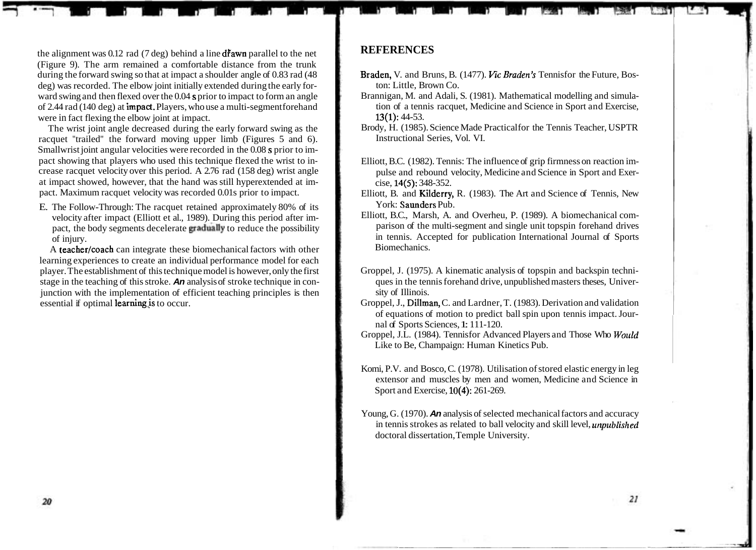the alignment was 0.12 rad (7 deg) behind a line drawn parallel to the net (Figure 9). The arm remained a comfortable distance from the trunk during the forward swing so that at impact a shoulder angle of 0.83 rad (48 deg) was recorded. The elbow joint initially extended during the early forward swing and then flexed over the 0.04 s prior to impact to form an angle of 2.44 rad (140 deg) at impact. Players, who use a multi-segment forehand were in fact flexing the elbow joint at impact.

The wrist joint angle decreased during the early forward swing as the racquet "trailed" the forward moving upper limb (Figures 5 and 6). Small wrist joint angular velocities were recorded in the 0.08 s prior to impact showing that players who used this technique flexed the wrist to increase racquet velocity over this period. A 2.76 rad (158 deg) wrist angle at impact showed, however, that the hand was still hyperextended at impact. Maximum racquet velocity was recorded 0.01s prior to impact.

E. The Follow-Through: The racquet retained approximately 80% of its velocity after impact (Elliott et al., 1989). During this period after impact, the body segments decelerate gradually to reduce the possibility of injury.

A teacher/coach can integrate these biomechanical factors with other learning experiences to create an individual performance model for each player. The establishment of this technique model is however, only the first stage in the teaching of this stroke. An analysis of stroke technique in conjunction with the implementation of efficient teaching principles is then essential if optimal learning is to occur.

## REFERENCES

Braden, V. and Bruns, B. (1477). *Vic Braden's* Tennis for the Future, Boston: Little, Brown Co.

Brannigan, M. and Adali, S. (1981). Mathematical modelling and simulation of a tennis racquet, Medicine and Science in Sport and Exercise, 13(1): 44-53.

Brody, H. (1985). Science Made Practical for the Tennis Teacher, USPTR Instructional Series, Vol. VI.

Elliott, B.C. (1982). Tennis: The influence of grip firmness on reaction impulse and rebound velocity, Medicine and Science in Sport and Exercise, 14(5): 348-352.

Elliott, B. and Kilderry, R. (1983). The Art and Science of Tennis, New York: Saunders Pub.

Elliott, B.C., Marsh, A. and Overheu, P. (1989). A biomechanical comparison of the multi-segment and single unit topspin forehand drives in tennis. Accepted for publication International Journal of Sports Biomechanics.

Groppel, J. (1975). A kinematic analysis of topspin and backspin techniques in the tennis forehand drive, unpublished masters theses, University of Illinois.

Groppel, J., Dillman, C. and Lardner, T. (1983). Derivation and validation of equations of motion to predict ball spin upon tennis impact. Journal of Sports Sciences, 1: 111-120.

Groppel, J.L. (1984). Tennis for Advanced Players and Those Who *Would* Like to Be, Champaign: Human Kinetics Pub.

Komi, P.V. and Bosco, C. (1978). Utilisation of stored elastic energy in leg extensor and muscles by men and women, Medicine and Science in Sport and Exercise, 10(4): 261-269.

Young, G. (1970). An analysis of selected mechanical factors and accuracy in tennis strokes as related to ball velocity and skill level, *unpublished* doctoral dissertation, Temple University.